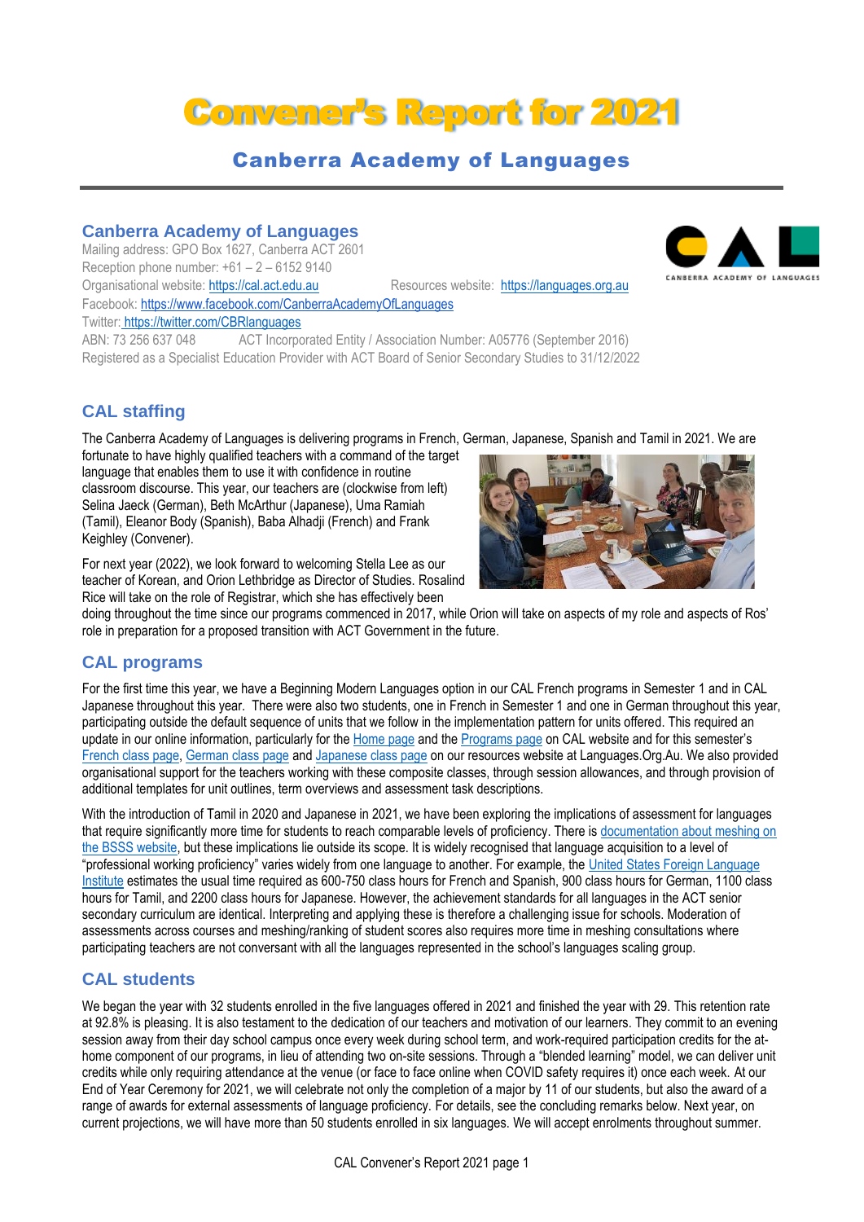# Convener's Report for 2021

## Canberra Academy of Languages

### Canberra Academy of Languages

Mailing address: GPO Box 1627, Canberra ACT 2601
Reception phone number: +61 – 2 – 6152 9140
Organisational website: https://cal.act.edu.au Resources website: https://languages.org.au
Facebook: https://www.facebook.com/CanberraAcademyOfLanguages
Twitter: https://twitter.com/CBRlanguages
ABN: 73 256 637 048 ACT Incorporated Entity / Association Number: A05776 (September 2016)
Registered as a Specialist Education Provider with ACT Board of Senior Secondary Studies to 31/12/2022

### CAL staffing

The Canberra Academy of Languages is delivering programs in French, German, Japanese, Spanish and Tamil in 2021. We are fortunate to have highly qualified teachers with a command of the target language that enables them to use it with confidence in routine classroom discourse. This year, our teachers are (clockwise from left) Selina Jaeck (German), Beth McArthur (Japanese), Uma Ramiah (Tamil), Eleanor Body (Spanish), Baba Alhadji (French) and Frank Keighley (Convener).

For next year (2022), we look forward to welcoming Stella Lee as our teacher of Korean, and Orion Lethbridge as Director of Studies. Rosalind Rice will take on the role of Registrar, which she has effectively been doing throughout the time since our programs commenced in 2017, while Orion will take on aspects of my role and aspects of Ros' role in preparation for a proposed transition with ACT Government in the future.

### CAL programs

For the first time this year, we have a Beginning Modern Languages option in our CAL French programs in Semester 1 and in CAL Japanese throughout this year. There were also two students, one in French in Semester 1 and one in German throughout this year, participating outside the default sequence of units that we follow in the implementation pattern for units offered. This required an update in our online information, particularly for the Home page and the Programs page on CAL website and for this semester's French class page, German class page and Japanese class page on our resources website at Languages.Org.Au. We also provided organisational support for the teachers working with these composite classes, through session allowances, and through provision of additional templates for unit outlines, term overviews and assessment task descriptions.

With the introduction of Tamil in 2020 and Japanese in 2021, we have been exploring the implications of assessment for languages that require significantly more time for students to reach comparable levels of proficiency. There is documentation about meshing on the BSSS website, but these implications lie outside its scope. It is widely recognised that language acquisition to a level of "professional working proficiency" varies widely from one language to another. For example, the United States Foreign Language Institute estimates the usual time required as 600-750 class hours for French and Spanish, 900 class hours for German, 1100 class hours for Tamil, and 2200 class hours for Japanese. However, the achievement standards for all languages in the ACT senior secondary curriculum are identical. Interpreting and applying these is therefore a challenging issue for schools. Moderation of assessments across courses and meshing/ranking of student scores also requires more time in meshing consultations where participating teachers are not conversant with all the languages represented in the school's languages scaling group.

### CAL students

We began the year with 32 students enrolled in the five languages offered in 2021 and finished the year with 29. This retention rate at 92.8% is pleasing. It is also testament to the dedication of our teachers and motivation of our learners. They commit to an evening session away from their day school campus once every week during school term, and work-required participation credits for the at-home component of our programs, in lieu of attending two on-site sessions. Through a "blended learning" model, we can deliver unit credits while only requiring attendance at the venue (or face to face online when COVID safety requires it) once each week. At our End of Year Ceremony for 2021, we will celebrate not only the completion of a major by 11 of our students, but also the award of a range of awards for external assessments of language proficiency. For details, see the concluding remarks below. Next year, on current projections, we will have more than 50 students enrolled in six languages. We will accept enrolments throughout summer.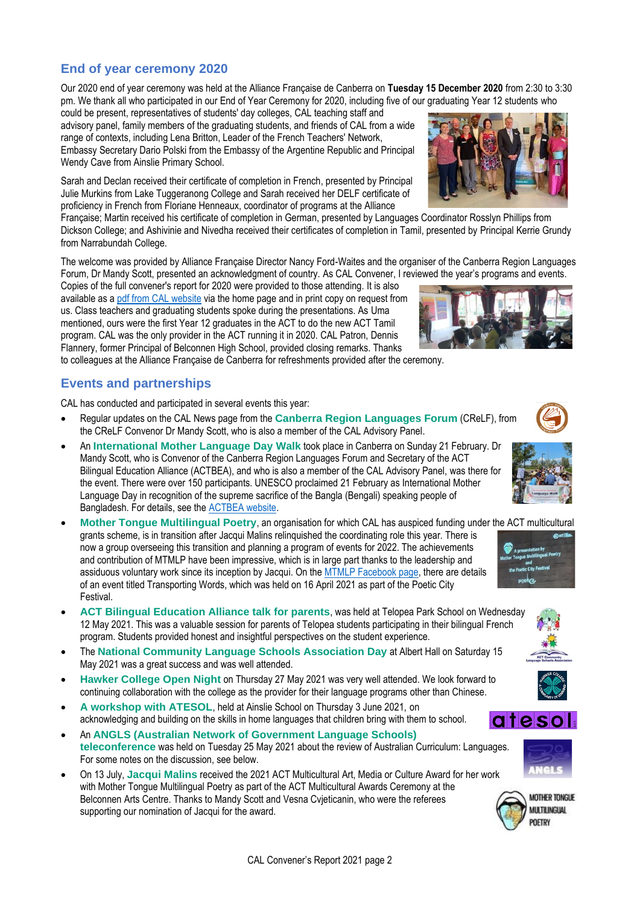## End of year ceremony 2020

Our 2020 end of year ceremony was held at the Alliance Française de Canberra on **Tuesday 15 December 2020** from 2:30 to 3:30 pm. We thank all who participated in our End of Year Ceremony for 2020, including five of our graduating Year 12 students who could be present, representatives of students' day colleges, CAL teaching staff and advisory panel, family members of the graduating students, and friends of CAL from a wide range of contexts, including Lena Britton, Leader of the French Teachers' Network, Embassy Secretary Dario Polski from the Embassy of the Argentine Republic and Principal Wendy Cave from Ainslie Primary School.

Sarah and Declan received their certificate of completion in French, presented by Principal Julie Murkins from Lake Tuggeranong College and Sarah received her DELF certificate of proficiency in French from Floriane Henneaux, coordinator of programs at the Alliance Française; Martin received his certificate of completion in German, presented by Languages Coordinator Rosslyn Phillips from Dickson College; and Ashivinie and Nivedha received their certificates of completion in Tamil, presented by Principal Kerrie Grundy from Narrabundah College.

The welcome was provided by Alliance Française Director Nancy Ford-Waites and the organiser of the Canberra Region Languages Forum, Dr Mandy Scott, presented an acknowledgment of country. As CAL Convener, I reviewed the year's programs and events. Copies of the full convener's report for 2020 were provided to those attending. It is also available as a pdf from CAL website via the home page and in print copy on request from us. Class teachers and graduating students spoke during the presentations. As Uma mentioned, ours were the first Year 12 graduates in the ACT to do the new ACT Tamil program. CAL was the only provider in the ACT running it in 2020. CAL Patron, Dennis Flannery, former Principal of Belconnen High School, provided closing remarks. Thanks to colleagues at the Alliance Française de Canberra for refreshments provided after the ceremony.

## Events and partnerships

CAL has conducted and participated in several events this year:

- Regular updates on the CAL News page from the **Canberra Region Languages Forum** (CReLF), from the CReLF Convenor Dr Mandy Scott, who is also a member of the CAL Advisory Panel.
- An **International Mother Language Day Walk** took place in Canberra on Sunday 21 February. Dr Mandy Scott, who is Convenor of the Canberra Region Languages Forum and Secretary of the ACT Bilingual Education Alliance (ACTBEA), and who is also a member of the CAL Advisory Panel, was there for the event. There were over 150 participants. UNESCO proclaimed 21 February as International Mother Language Day in recognition of the supreme sacrifice of the Bangla (Bengali) speaking people of Bangladesh. For details, see the ACTBEA website.
- **Mother Tongue Multilingual Poetry**, an organisation for which CAL has auspiced funding under the ACT multicultural grants scheme, is in transition after Jacqui Malins relinquished the coordinating role this year. There is now a group overseeing this transition and planning a program of events for 2022. The achievements and contribution of MTMLP have been impressive, which is in large part thanks to the leadership and assiduous voluntary work since its inception by Jacqui. On the MTMLP Facebook page, there are details of an event titled Transporting Words, which was held on 16 April 2021 as part of the Poetic City Festival.
- **ACT Bilingual Education Alliance talk for parents**, was held at Telopea Park School on Wednesday 12 May 2021. This was a valuable session for parents of Telopea students participating in their bilingual French program. Students provided honest and insightful perspectives on the student experience.
- The **National Community Language Schools Association Day** at Albert Hall on Saturday 15 May 2021 was a great success and was well attended.
- **Hawker College Open Night** on Thursday 27 May 2021 was very well attended. We look forward to continuing collaboration with the college as the provider for their language programs other than Chinese.
- **A workshop with ATESOL**, held at Ainslie School on Thursday 3 June 2021, on acknowledging and building on the skills in home languages that children bring with them to school.
- An **ANGLS (Australian Network of Government Language Schools) teleconference** was held on Tuesday 25 May 2021 about the review of Australian Curriculum: Languages. For some notes on the discussion, see below.
- On 13 July, **Jacqui Malins** received the 2021 ACT Multicultural Art, Media or Culture Award for her work with Mother Tongue Multilingual Poetry as part of the ACT Multicultural Awards Ceremony at the Belconnen Arts Centre. Thanks to Mandy Scott and Vesna Cvjeticanin, who were the referees supporting our nomination of Jacqui for the award.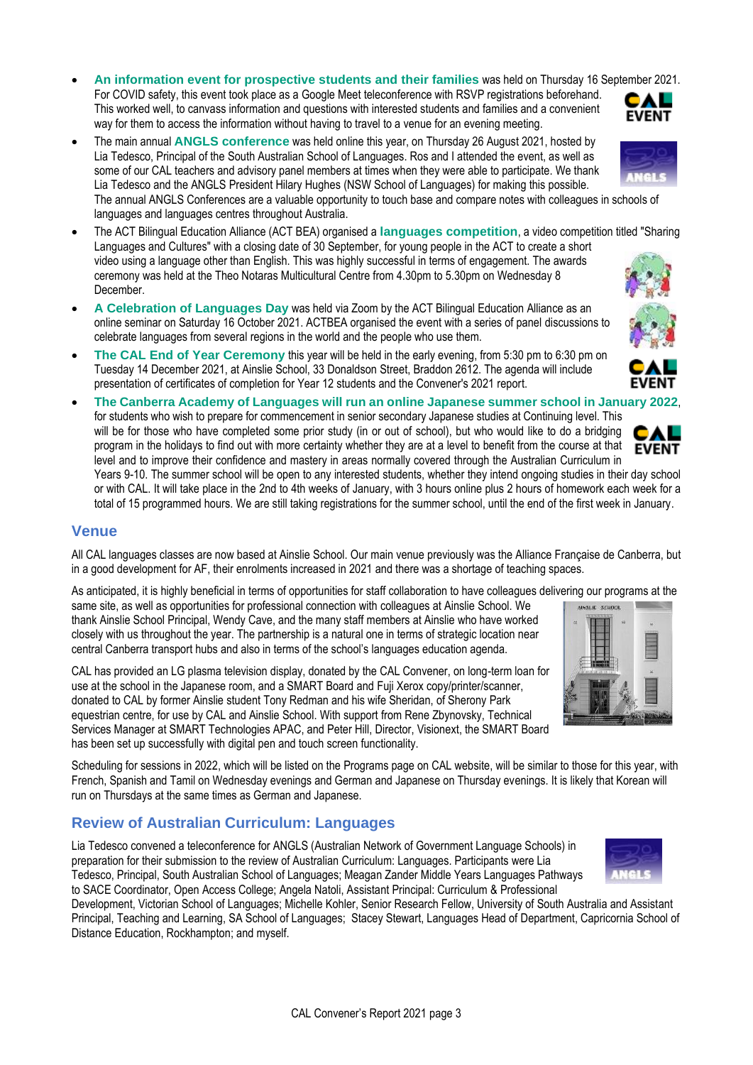- **An information event for prospective students and their families** was held on Thursday 16 September 2021. For COVID safety, this event took place as a Google Meet teleconference with RSVP registrations beforehand. This worked well, to canvass information and questions with interested students and families and a convenient way for them to access the information without having to travel to a venue for an evening meeting.
- The main annual **ANGLS conference** was held online this year, on Thursday 26 August 2021, hosted by Lia Tedesco, Principal of the South Australian School of Languages. Ros and I attended the event, as well as some of our CAL teachers and advisory panel members at times when they were able to participate. We thank Lia Tedesco and the ANGLS President Hilary Hughes (NSW School of Languages) for making this possible. The annual ANGLS Conferences are a valuable opportunity to touch base and compare notes with colleagues in schools of languages and languages centres throughout Australia.
- The ACT Bilingual Education Alliance (ACT BEA) organised a **languages competition**, a video competition titled "Sharing Languages and Cultures" with a closing date of 30 September, for young people in the ACT to create a short video using a language other than English. This was highly successful in terms of engagement. The awards ceremony was held at the Theo Notaras Multicultural Centre from 4.30pm to 5.30pm on Wednesday 8 December.
- **A Celebration of Languages Day** was held via Zoom by the ACT Bilingual Education Alliance as an online seminar on Saturday 16 October 2021. ACTBEA organised the event with a series of panel discussions to celebrate languages from several regions in the world and the people who use them.
- **The CAL End of Year Ceremony** this year will be held in the early evening, from 5:30 pm to 6:30 pm on Tuesday 14 December 2021, at Ainslie School, 33 Donaldson Street, Braddon 2612. The agenda will include presentation of certificates of completion for Year 12 students and the Convener's 2021 report.
- **The Canberra Academy of Languages will run an online Japanese summer school in January 2022**, for students who wish to prepare for commencement in senior secondary Japanese studies at Continuing level. This will be for those who have completed some prior study (in or out of school), but who would like to do a bridging program in the holidays to find out with more certainty whether they are at a level to benefit from the course at that level and to improve their confidence and mastery in areas normally covered through the Australian Curriculum in Years 9-10. The summer school will be open to any interested students, whether they intend ongoing studies in their day school or with CAL. It will take place in the 2nd to 4th weeks of January, with 3 hours online plus 2 hours of homework each week for a total of 15 programmed hours. We are still taking registrations for the summer school, until the end of the first week in January.

## Venue

All CAL languages classes are now based at Ainslie School. Our main venue previously was the Alliance Française de Canberra, but in a good development for AF, their enrolments increased in 2021 and there was a shortage of teaching spaces.

As anticipated, it is highly beneficial in terms of opportunities for staff collaboration to have colleagues delivering our programs at the same site, as well as opportunities for professional connection with colleagues at Ainslie School. We thank Ainslie School Principal, Wendy Cave, and the many staff members at Ainslie who have worked closely with us throughout the year. The partnership is a natural one in terms of strategic location near central Canberra transport hubs and also in terms of the school's languages education agenda.

CAL has provided an LG plasma television display, donated by the CAL Convener, on long-term loan for use at the school in the Japanese room, and a SMART Board and Fuji Xerox copy/printer/scanner, donated to CAL by former Ainslie student Tony Redman and his wife Sheridan, of Sherony Park equestrian centre, for use by CAL and Ainslie School. With support from Rene Zbynovsky, Technical Services Manager at SMART Technologies APAC, and Peter Hill, Director, Visionext, the SMART Board has been set up successfully with digital pen and touch screen functionality.

Scheduling for sessions in 2022, which will be listed on the Programs page on CAL website, will be similar to those for this year, with French, Spanish and Tamil on Wednesday evenings and German and Japanese on Thursday evenings. It is likely that Korean will run on Thursdays at the same times as German and Japanese.

## Review of Australian Curriculum: Languages

Lia Tedesco convened a teleconference for ANGLS (Australian Network of Government Language Schools) in preparation for their submission to the review of Australian Curriculum: Languages. Participants were Lia Tedesco, Principal, South Australian School of Languages; Meagan Zander Middle Years Languages Pathways to SACE Coordinator, Open Access College; Angela Natoli, Assistant Principal: Curriculum & Professional Development, Victorian School of Languages; Michelle Kohler, Senior Research Fellow, University of South Australia and Assistant Principal, Teaching and Learning, SA School of Languages; Stacey Stewart, Languages Head of Department, Capricornia School of Distance Education, Rockhampton; and myself.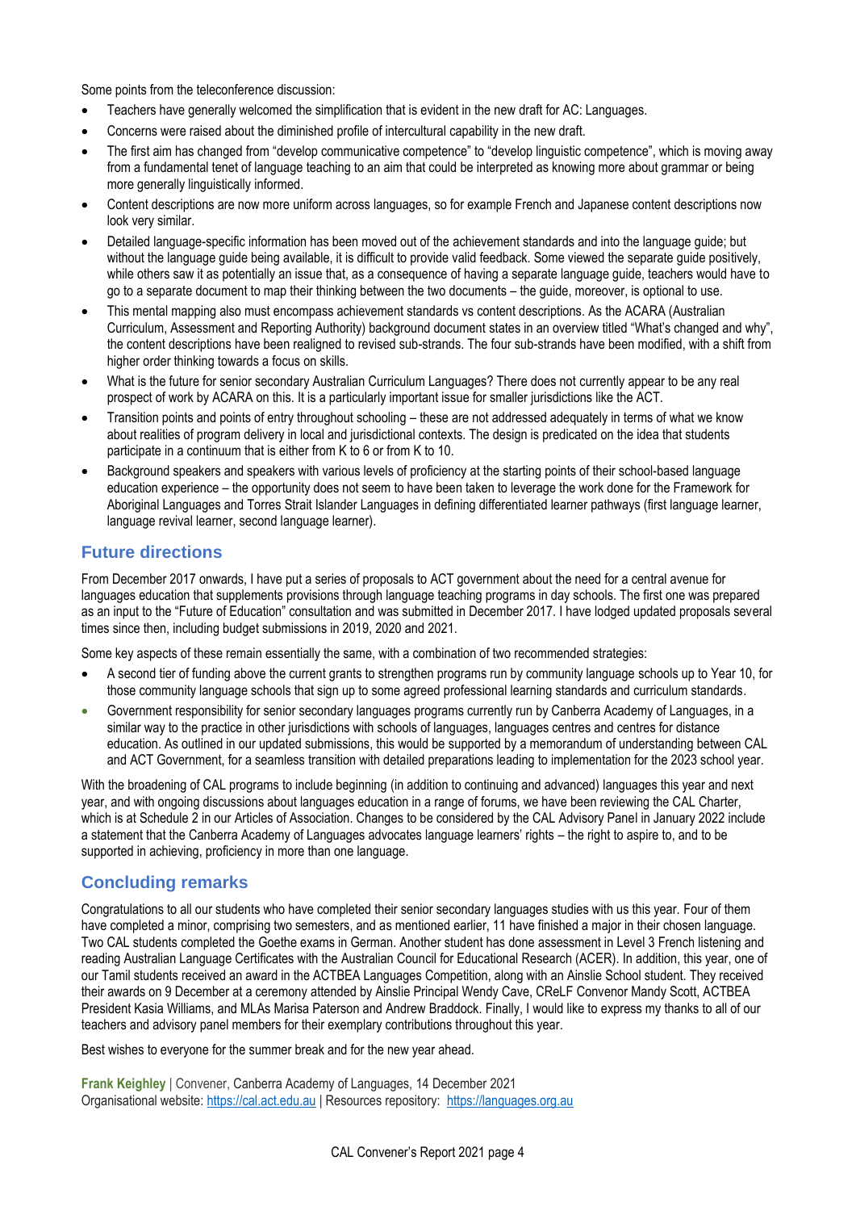Some points from the teleconference discussion:

- Teachers have generally welcomed the simplification that is evident in the new draft for AC: Languages.
- Concerns were raised about the diminished profile of intercultural capability in the new draft.
- The first aim has changed from "develop communicative competence" to "develop linguistic competence", which is moving away from a fundamental tenet of language teaching to an aim that could be interpreted as knowing more about grammar or being more generally linguistically informed.
- Content descriptions are now more uniform across languages, so for example French and Japanese content descriptions now look very similar.
- Detailed language-specific information has been moved out of the achievement standards and into the language guide; but without the language guide being available, it is difficult to provide valid feedback. Some viewed the separate guide positively, while others saw it as potentially an issue that, as a consequence of having a separate language guide, teachers would have to go to a separate document to map their thinking between the two documents – the guide, moreover, is optional to use.
- This mental mapping also must encompass achievement standards vs content descriptions. As the ACARA (Australian Curriculum, Assessment and Reporting Authority) background document states in an overview titled "What's changed and why", the content descriptions have been realigned to revised sub-strands. The four sub-strands have been modified, with a shift from higher order thinking towards a focus on skills.
- What is the future for senior secondary Australian Curriculum Languages? There does not currently appear to be any real prospect of work by ACARA on this. It is a particularly important issue for smaller jurisdictions like the ACT.
- Transition points and points of entry throughout schooling – these are not addressed adequately in terms of what we know about realities of program delivery in local and jurisdictional contexts. The design is predicated on the idea that students participate in a continuum that is either from K to 6 or from K to 10.
- Background speakers and speakers with various levels of proficiency at the starting points of their school-based language education experience – the opportunity does not seem to have been taken to leverage the work done for the Framework for Aboriginal Languages and Torres Strait Islander Languages in defining differentiated learner pathways (first language learner, language revival learner, second language learner).

## Future directions

From December 2017 onwards, I have put a series of proposals to ACT government about the need for a central avenue for languages education that supplements provisions through language teaching programs in day schools. The first one was prepared as an input to the "Future of Education" consultation and was submitted in December 2017. I have lodged updated proposals several times since then, including budget submissions in 2019, 2020 and 2021.

Some key aspects of these remain essentially the same, with a combination of two recommended strategies:

- A second tier of funding above the current grants to strengthen programs run by community language schools up to Year 10, for those community language schools that sign up to some agreed professional learning standards and curriculum standards.
- Government responsibility for senior secondary languages programs currently run by Canberra Academy of Languages, in a similar way to the practice in other jurisdictions with schools of languages, languages centres and centres for distance education. As outlined in our updated submissions, this would be supported by a memorandum of understanding between CAL and ACT Government, for a seamless transition with detailed preparations leading to implementation for the 2023 school year.

With the broadening of CAL programs to include beginning (in addition to continuing and advanced) languages this year and next year, and with ongoing discussions about languages education in a range of forums, we have been reviewing the CAL Charter, which is at Schedule 2 in our Articles of Association. Changes to be considered by the CAL Advisory Panel in January 2022 include a statement that the Canberra Academy of Languages advocates language learners' rights – the right to aspire to, and to be supported in achieving, proficiency in more than one language.

## Concluding remarks

Congratulations to all our students who have completed their senior secondary languages studies with us this year. Four of them have completed a minor, comprising two semesters, and as mentioned earlier, 11 have finished a major in their chosen language. Two CAL students completed the Goethe exams in German. Another student has done assessment in Level 3 French listening and reading Australian Language Certificates with the Australian Council for Educational Research (ACER). In addition, this year, one of our Tamil students received an award in the ACTBEA Languages Competition, along with an Ainslie School student. They received their awards on 9 December at a ceremony attended by Ainslie Principal Wendy Cave, CReLF Convenor Mandy Scott, ACTBEA President Kasia Williams, and MLAs Marisa Paterson and Andrew Braddock. Finally, I would like to express my thanks to all of our teachers and advisory panel members for their exemplary contributions throughout this year.

Best wishes to everyone for the summer break and for the new year ahead.

**Frank Keighley** | Convener, Canberra Academy of Languages, 14 December 2021
Organisational website: https://cal.act.edu.au | Resources repository: https://languages.org.au